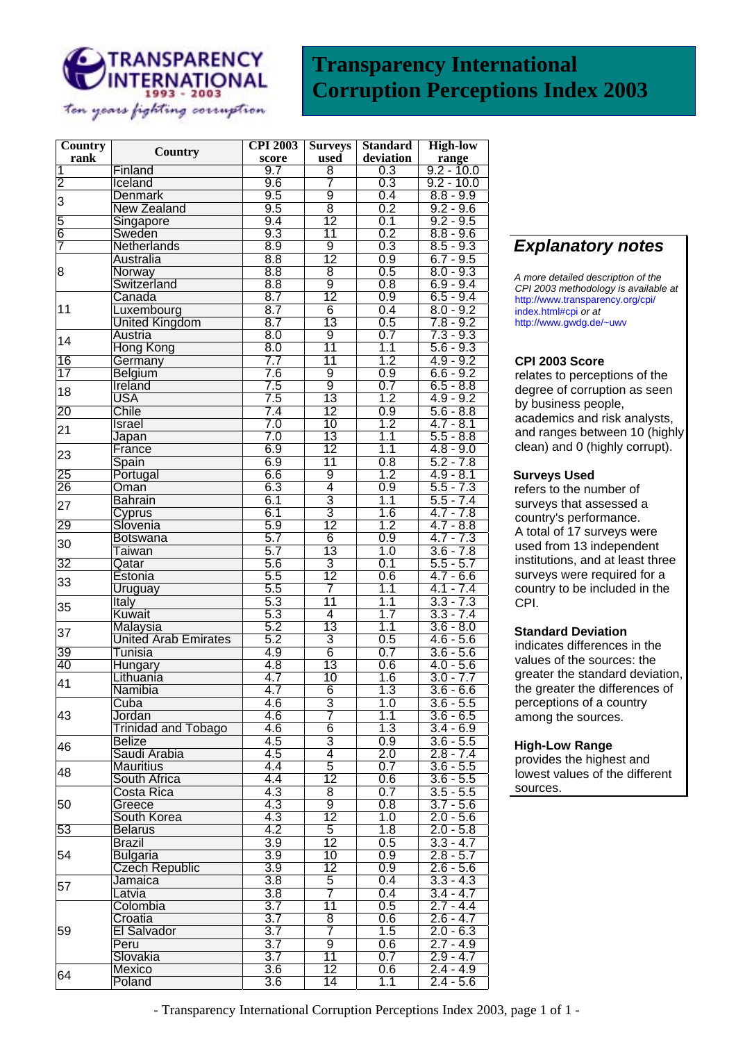# Transparency International Corruption Perceptions Index 2003

TRANSPARENCY INTERNATIONAL 1993 - 2003

*ten years fighting corruption*

| Country rank | Country | CPI 2003 score | Surveys used | Standard deviation | High-low range |
|---|---|---|---|---|---|
| 1 | Finland | 9.7 | 8 | 0.3 | 9.2 - 10.0 |
| 2 | Iceland | 9.6 | 7 | 0.3 | 9.2 - 10.0 |
| 3 | Denmark | 9.5 | 9 | 0.4 | 8.8 - 9.9 |
| | New Zealand | 9.5 | 8 | 0.2 | 9.2 - 9.6 |
| 5 | Singapore | 9.4 | 12 | 0.1 | 9.2 - 9.5 |
| 6 | Sweden | 9.3 | 11 | 0.2 | 8.8 - 9.6 |
| 7 | Netherlands | 8.9 | 9 | 0.3 | 8.5 - 9.3 |
| 8 | Australia | 8.8 | 12 | 0.9 | 6.7 - 9.5 |
| | Norway | 8.8 | 8 | 0.5 | 8.0 - 9.3 |
| | Switzerland | 8.8 | 9 | 0.8 | 6.9 - 9.4 |
| 11 | Canada | 8.7 | 12 | 0.9 | 6.5 - 9.4 |
| | Luxembourg | 8.7 | 6 | 0.4 | 8.0 - 9.2 |
| | United Kingdom | 8.7 | 13 | 0.5 | 7.8 - 9.2 |
| 14 | Austria | 8.0 | 9 | 0.7 | 7.3 - 9.3 |
| | Hong Kong | 8.0 | 11 | 1.1 | 5.6 - 9.3 |
| 16 | Germany | 7.7 | 11 | 1.2 | 4.9 - 9.2 |
| 17 | Belgium | 7.6 | 9 | 0.9 | 6.6 - 9.2 |
| 18 | Ireland | 7.5 | 9 | 0.7 | 6.5 - 8.8 |
| | USA | 7.5 | 13 | 1.2 | 4.9 - 9.2 |
| 20 | Chile | 7.4 | 12 | 0.9 | 5.6 - 8.8 |
| 21 | Israel | 7.0 | 10 | 1.2 | 4.7 - 8.1 |
| | Japan | 7.0 | 13 | 1.1 | 5.5 - 8.8 |
| 23 | France | 6.9 | 12 | 1.1 | 4.8 - 9.0 |
| | Spain | 6.9 | 11 | 0.8 | 5.2 - 7.8 |
| 25 | Portugal | 6.6 | 9 | 1.2 | 4.9 - 8.1 |
| 26 | Oman | 6.3 | 4 | 0.9 | 5.5 - 7.3 |
| 27 | Bahrain | 6.1 | 3 | 1.1 | 5.5 - 7.4 |
| | Cyprus | 6.1 | 3 | 1.6 | 4.7 - 7.8 |
| 29 | Slovenia | 5.9 | 12 | 1.2 | 4.7 - 8.8 |
| 30 | Botswana | 5.7 | 6 | 0.9 | 4.7 - 7.3 |
| | Taiwan | 5.7 | 13 | 1.0 | 3.6 - 7.8 |
| 32 | Qatar | 5.6 | 3 | 0.1 | 5.5 - 5.7 |
| 33 | Estonia | 5.5 | 12 | 0.6 | 4.7 - 6.6 |
| | Uruguay | 5.5 | 7 | 1.1 | 4.1 - 7.4 |
| 35 | Italy | 5.3 | 11 | 1.1 | 3.3 - 7.3 |
| | Kuwait | 5.3 | 4 | 1.7 | 3.3 - 7.4 |
| 37 | Malaysia | 5.2 | 13 | 1.1 | 3.6 - 8.0 |
| | United Arab Emirates | 5.2 | 3 | 0.5 | 4.6 - 5.6 |
| 39 | Tunisia | 4.9 | 6 | 0.7 | 3.6 - 5.6 |
| 40 | Hungary | 4.8 | 13 | 0.6 | 4.0 - 5.6 |
| 41 | Lithuania | 4.7 | 10 | 1.6 | 3.0 - 7.7 |
| | Namibia | 4.7 | 6 | 1.3 | 3.6 - 6.6 |
| 43 | Cuba | 4.6 | 3 | 1.0 | 3.6 - 5.5 |
| | Jordan | 4.6 | 7 | 1.1 | 3.6 - 6.5 |
| | Trinidad and Tobago | 4.6 | 6 | 1.3 | 3.4 - 6.9 |
| 46 | Belize | 4.5 | 3 | 0.9 | 3.6 - 5.5 |
| | Saudi Arabia | 4.5 | 4 | 2.0 | 2.8 - 7.4 |
| 48 | Mauritius | 4.4 | 5 | 0.7 | 3.6 - 5.5 |
| | South Africa | 4.4 | 12 | 0.6 | 3.6 - 5.5 |
| 50 | Costa Rica | 4.3 | 8 | 0.7 | 3.5 - 5.5 |
| | Greece | 4.3 | 9 | 0.8 | 3.7 - 5.6 |
| | South Korea | 4.3 | 12 | 1.0 | 2.0 - 5.6 |
| 53 | Belarus | 4.2 | 5 | 1.8 | 2.0 - 5.8 |
| 54 | Brazil | 3.9 | 12 | 0.5 | 3.3 - 4.7 |
| | Bulgaria | 3.9 | 10 | 0.9 | 2.8 - 5.7 |
| | Czech Republic | 3.9 | 12 | 0.9 | 2.6 - 5.6 |
| 57 | Jamaica | 3.8 | 5 | 0.4 | 3.3 - 4.3 |
| | Latvia | 3.8 | 7 | 0.4 | 3.4 - 4.7 |
| 59 | Colombia | 3.7 | 11 | 0.5 | 2.7 - 4.4 |
| | Croatia | 3.7 | 8 | 0.6 | 2.6 - 4.7 |
| | El Salvador | 3.7 | 7 | 1.5 | 2.0 - 6.3 |
| | Peru | 3.7 | 9 | 0.6 | 2.7 - 4.9 |
| | Slovakia | 3.7 | 11 | 0.7 | 2.9 - 4.7 |
| 64 | Mexico | 3.6 | 12 | 0.6 | 2.4 - 4.9 |
| | Poland | 3.6 | 14 | 1.1 | 2.4 - 5.6 |

## *Explanatory notes*

*A more detailed description of the CPI 2003 methodology is available at* http://www.transparency.org/cpi/index.html#cpi *or at* http://www.gwdg.de/~uwv

**CPI 2003 Score**
relates to perceptions of the degree of corruption as seen by business people, academics and risk analysts, and ranges between 10 (highly clean) and 0 (highly corrupt).

**Surveys Used**
refers to the number of surveys that assessed a country's performance. A total of 17 surveys were used from 13 independent institutions, and at least three surveys were required for a country to be included in the CPI.

**Standard Deviation**
indicates differences in the values of the sources: the greater the standard deviation, the greater the differences of perceptions of a country among the sources.

**High-Low Range**
provides the highest and lowest values of the different sources.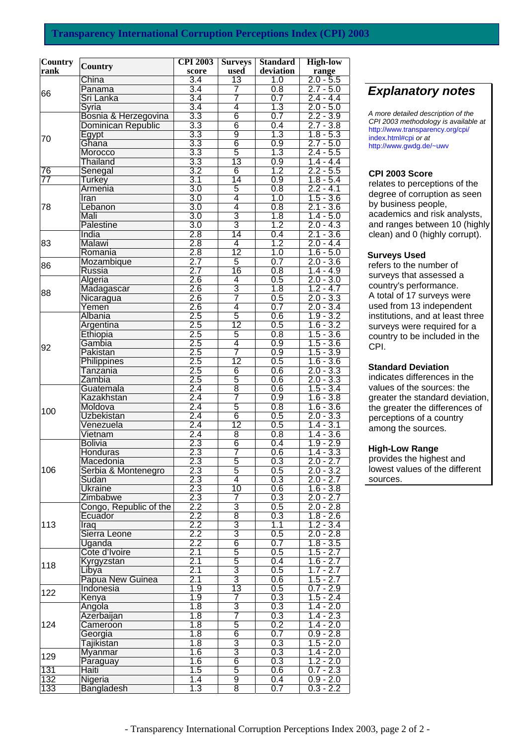# Transparency International Corruption Perceptions Index (CPI) 2003

| Country rank | Country | CPI 2003 score | Surveys used | Standard deviation | High-low range |
|---|---|---|---|---|---|
| 66 | China | 3.4 | 13 | 1.0 | 2.0 - 5.5 |
| | Panama | 3.4 | 7 | 0.8 | 2.7 - 5.0 |
| | Sri Lanka | 3.4 | 7 | 0.7 | 2.4 - 4.4 |
| | Syria | 3.4 | 4 | 1.3 | 2.0 - 5.0 |
| 70 | Bosnia & Herzegovina | 3.3 | 6 | 0.7 | 2.2 - 3.9 |
| | Dominican Republic | 3.3 | 6 | 0.4 | 2.7 - 3.8 |
| | Egypt | 3.3 | 9 | 1.3 | 1.8 - 5.3 |
| | Ghana | 3.3 | 6 | 0.9 | 2.7 - 5.0 |
| | Morocco | 3.3 | 5 | 1.3 | 2.4 - 5.5 |
| | Thailand | 3.3 | 13 | 0.9 | 1.4 - 4.4 |
| 76 | Senegal | 3.2 | 6 | 1.2 | 2.2 - 5.5 |
| 77 | Turkey | 3.1 | 14 | 0.9 | 1.8 - 5.4 |
| 78 | Armenia | 3.0 | 5 | 0.8 | 2.2 - 4.1 |
| | Iran | 3.0 | 4 | 1.0 | 1.5 - 3.6 |
| | Lebanon | 3.0 | 4 | 0.8 | 2.1 - 3.6 |
| | Mali | 3.0 | 3 | 1.8 | 1.4 - 5.0 |
| | Palestine | 3.0 | 3 | 1.2 | 2.0 - 4.3 |
| 83 | India | 2.8 | 14 | 0.4 | 2.1 - 3.6 |
| | Malawi | 2.8 | 4 | 1.2 | 2.0 - 4.4 |
| | Romania | 2.8 | 12 | 1.0 | 1.6 - 5.0 |
| 86 | Mozambique | 2.7 | 5 | 0.7 | 2.0 - 3.6 |
| | Russia | 2.7 | 16 | 0.8 | 1.4 - 4.9 |
| 88 | Algeria | 2.6 | 4 | 0.5 | 2.0 - 3.0 |
| | Madagascar | 2.6 | 3 | 1.8 | 1.2 - 4.7 |
| | Nicaragua | 2.6 | 7 | 0.5 | 2.0 - 3.3 |
| | Yemen | 2.6 | 4 | 0.7 | 2.0 - 3.4 |
| 92 | Albania | 2.5 | 5 | 0.6 | 1.9 - 3.2 |
| | Argentina | 2.5 | 12 | 0.5 | 1.6 - 3.2 |
| | Ethiopia | 2.5 | 5 | 0.8 | 1.5 - 3.6 |
| | Gambia | 2.5 | 4 | 0.9 | 1.5 - 3.6 |
| | Pakistan | 2.5 | 7 | 0.9 | 1.5 - 3.9 |
| | Philippines | 2.5 | 12 | 0.5 | 1.6 - 3.6 |
| | Tanzania | 2.5 | 6 | 0.6 | 2.0 - 3.3 |
| | Zambia | 2.5 | 5 | 0.6 | 2.0 - 3.3 |
| 100 | Guatemala | 2.4 | 8 | 0.6 | 1.5 - 3.4 |
| | Kazakhstan | 2.4 | 7 | 0.9 | 1.6 - 3.8 |
| | Moldova | 2.4 | 5 | 0.8 | 1.6 - 3.6 |
| | Uzbekistan | 2.4 | 6 | 0.5 | 2.0 - 3.3 |
| | Venezuela | 2.4 | 12 | 0.5 | 1.4 - 3.1 |
| | Vietnam | 2.4 | 8 | 0.8 | 1.4 - 3.6 |
| 106 | Bolivia | 2.3 | 6 | 0.4 | 1.9 - 2.9 |
| | Honduras | 2.3 | 7 | 0.6 | 1.4 - 3.3 |
| | Macedonia | 2.3 | 5 | 0.3 | 2.0 - 2.7 |
| | Serbia & Montenegro | 2.3 | 5 | 0.5 | 2.0 - 3.2 |
| | Sudan | 2.3 | 4 | 0.3 | 2.0 - 2.7 |
| | Ukraine | 2.3 | 10 | 0.6 | 1.6 - 3.8 |
| | Zimbabwe | 2.3 | 7 | 0.3 | 2.0 - 2.7 |
| 113 | Congo, Republic of the | 2.2 | 3 | 0.5 | 2.0 - 2.8 |
| | Ecuador | 2.2 | 8 | 0.3 | 1.8 - 2.6 |
| | Iraq | 2.2 | 3 | 1.1 | 1.2 - 3.4 |
| | Sierra Leone | 2.2 | 3 | 0.5 | 2.0 - 2.8 |
| | Uganda | 2.2 | 6 | 0.7 | 1.8 - 3.5 |
| 118 | Cote d'Ivoire | 2.1 | 5 | 0.5 | 1.5 - 2.7 |
| | Kyrgyzstan | 2.1 | 5 | 0.4 | 1.6 - 2.7 |
| | Libya | 2.1 | 3 | 0.5 | 1.7 - 2.7 |
| | Papua New Guinea | 2.1 | 3 | 0.6 | 1.5 - 2.7 |
| 122 | Indonesia | 1.9 | 13 | 0.5 | 0.7 - 2.9 |
| | Kenya | 1.9 | 7 | 0.3 | 1.5 - 2.4 |
| 124 | Angola | 1.8 | 3 | 0.3 | 1.4 - 2.0 |
| | Azerbaijan | 1.8 | 7 | 0.3 | 1.4 - 2.3 |
| | Cameroon | 1.8 | 5 | 0.2 | 1.4 - 2.0 |
| | Georgia | 1.8 | 6 | 0.7 | 0.9 - 2.8 |
| | Tajikistan | 1.8 | 3 | 0.3 | 1.5 - 2.0 |
| 129 | Myanmar | 1.6 | 3 | 0.3 | 1.4 - 2.0 |
| | Paraguay | 1.6 | 6 | 0.3 | 1.2 - 2.0 |
| 131 | Haiti | 1.5 | 5 | 0.6 | 0.7 - 2.3 |
| 132 | Nigeria | 1.4 | 9 | 0.4 | 0.9 - 2.0 |
| 133 | Bangladesh | 1.3 | 8 | 0.7 | 0.3 - 2.2 |

## Explanatory notes

*A more detailed description of the CPI 2003 methodology is available at* http://www.transparency.org/cpi/index.html#cpi *or at* http://www.gwdg.de/~uwv

**CPI 2003 Score**
relates to perceptions of the degree of corruption as seen by business people, academics and risk analysts, and ranges between 10 (highly clean) and 0 (highly corrupt).

**Surveys Used**
refers to the number of surveys that assessed a country's performance. A total of 17 surveys were used from 13 independent institutions, and at least three surveys were required for a country to be included in the CPI.

**Standard Deviation**
indicates differences in the values of the sources: the greater the standard deviation, the greater the differences of perceptions of a country among the sources.

**High-Low Range**
provides the highest and lowest values of the different sources.